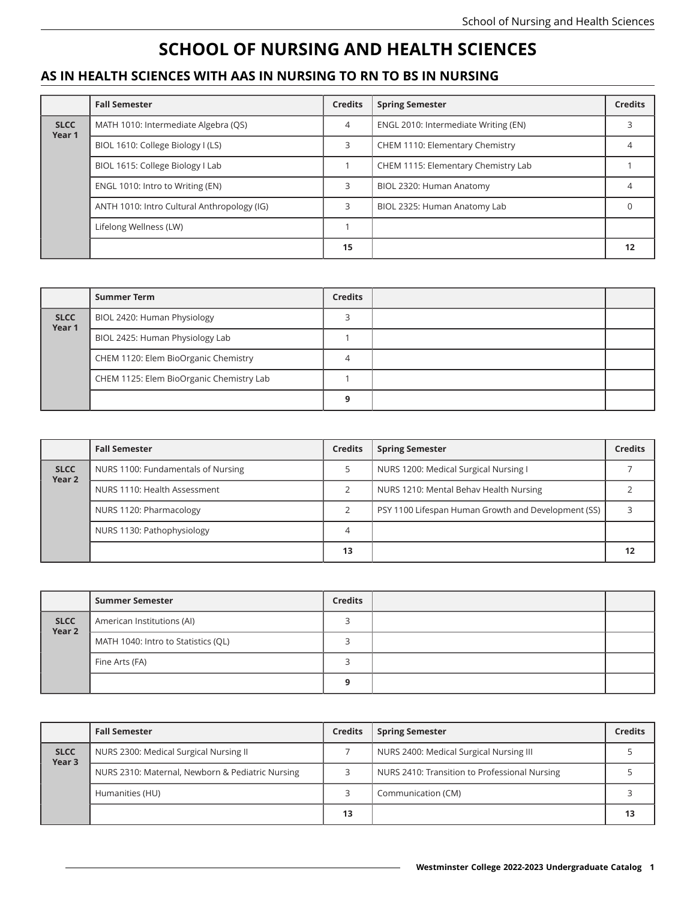# SCHOOL OF NURSING AND HEALTH SCIENCES

## AS IN HEALTH SCIENCES WITH AAS IN NURSING TO RN TO BS IN NURSING

| | Fall Semester | Credits | Spring Semester | Credits |
|---|---|---|---|---|
| **SLCC Year 1** | MATH 1010: Intermediate Algebra (QS) | 4 | ENGL 2010: Intermediate Writing (EN) | 3 |
| | BIOL 1610: College Biology I (LS) | 3 | CHEM 1110: Elementary Chemistry | 4 |
| | BIOL 1615: College Biology I Lab | 1 | CHEM 1115: Elementary Chemistry Lab | 1 |
| | ENGL 1010: Intro to Writing (EN) | 3 | BIOL 2320: Human Anatomy | 4 |
| | ANTH 1010: Intro Cultural Anthropology (IG) | 3 | BIOL 2325: Human Anatomy Lab | 0 |
| | Lifelong Wellness (LW) | 1 | | |
| | | **15** | | **12** |

| | Summer Term | Credits | | |
|---|---|---|---|---|
| **SLCC Year 1** | BIOL 2420: Human Physiology | 3 | | |
| | BIOL 2425: Human Physiology Lab | 1 | | |
| | CHEM 1120: Elem BioOrganic Chemistry | 4 | | |
| | CHEM 1125: Elem BioOrganic Chemistry Lab | 1 | | |
| | | **9** | | |

| | Fall Semester | Credits | Spring Semester | Credits |
|---|---|---|---|---|
| **SLCC Year 2** | NURS 1100: Fundamentals of Nursing | 5 | NURS 1200: Medical Surgical Nursing I | 7 |
| | NURS 1110: Health Assessment | 2 | NURS 1210: Mental Behav Health Nursing | 2 |
| | NURS 1120: Pharmacology | 2 | PSY 1100 Lifespan Human Growth and Development (SS) | 3 |
| | NURS 1130: Pathophysiology | 4 | | |
| | | **13** | | **12** |

| | Summer Semester | Credits | | |
|---|---|---|---|---|
| **SLCC Year 2** | American Institutions (AI) | 3 | | |
| | MATH 1040: Intro to Statistics (QL) | 3 | | |
| | Fine Arts (FA) | 3 | | |
| | | **9** | | |

| | Fall Semester | Credits | Spring Semester | Credits |
|---|---|---|---|---|
| **SLCC Year 3** | NURS 2300: Medical Surgical Nursing II | 7 | NURS 2400: Medical Surgical Nursing III | 5 |
| | NURS 2310: Maternal, Newborn & Pediatric Nursing | 3 | NURS 2410: Transition to Professional Nursing | 5 |
| | Humanities (HU) | 3 | Communication (CM) | 3 |
| | | **13** | | **13** |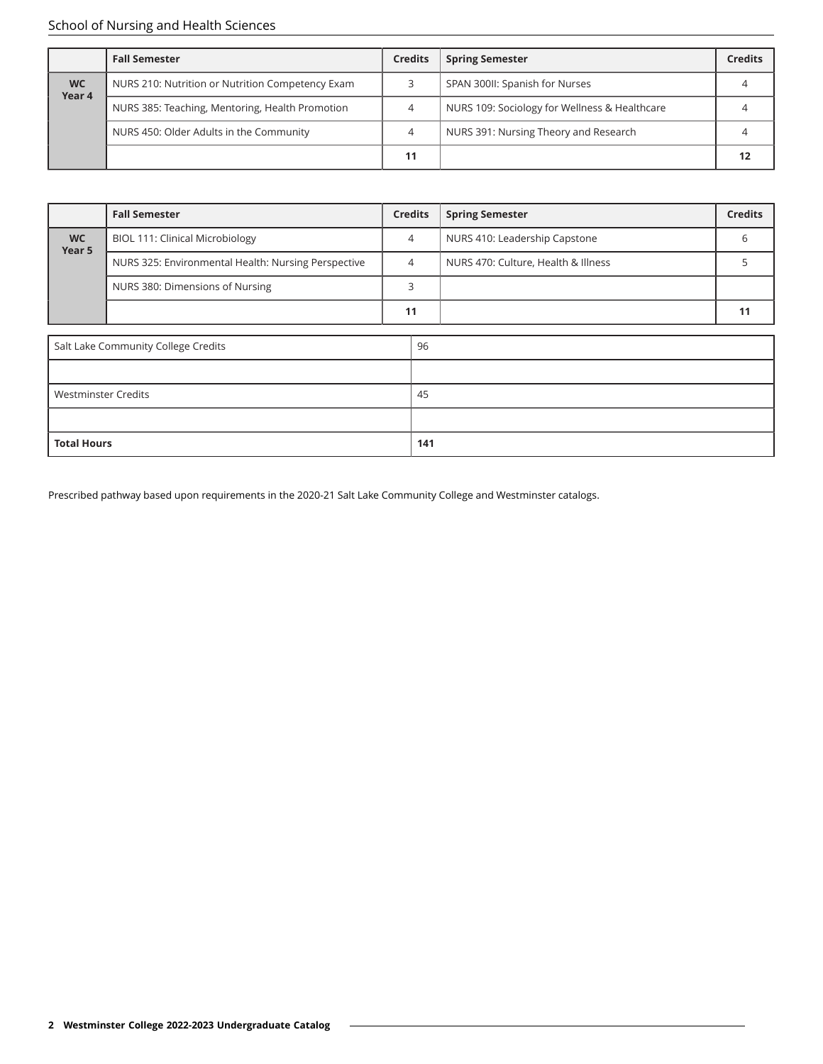| | Fall Semester | Credits | Spring Semester | Credits |
|---|---|---|---|---|
| **WC Year 4** | NURS 210: Nutrition or Nutrition Competency Exam | 3 | SPAN 300II: Spanish for Nurses | 4 |
| | NURS 385: Teaching, Mentoring, Health Promotion | 4 | NURS 109: Sociology for Wellness & Healthcare | 4 |
| | NURS 450: Older Adults in the Community | 4 | NURS 391: Nursing Theory and Research | 4 |
| | | **11** | | **12** |

| | Fall Semester | Credits | Spring Semester | Credits |
|---|---|---|---|---|
| **WC Year 5** | BIOL 111: Clinical Microbiology | 4 | NURS 410: Leadership Capstone | 6 |
| | NURS 325: Environmental Health: Nursing Perspective | 4 | NURS 470: Culture, Health & Illness | 5 |
| | NURS 380: Dimensions of Nursing | 3 | | |
| | | **11** | | **11** |

| | |
|---|---|
| Salt Lake Community College Credits | 96 |
| | |
| Westminster Credits | 45 |
| | |
| **Total Hours** | **141** |

Prescribed pathway based upon requirements in the 2020-21 Salt Lake Community College and Westminster catalogs.